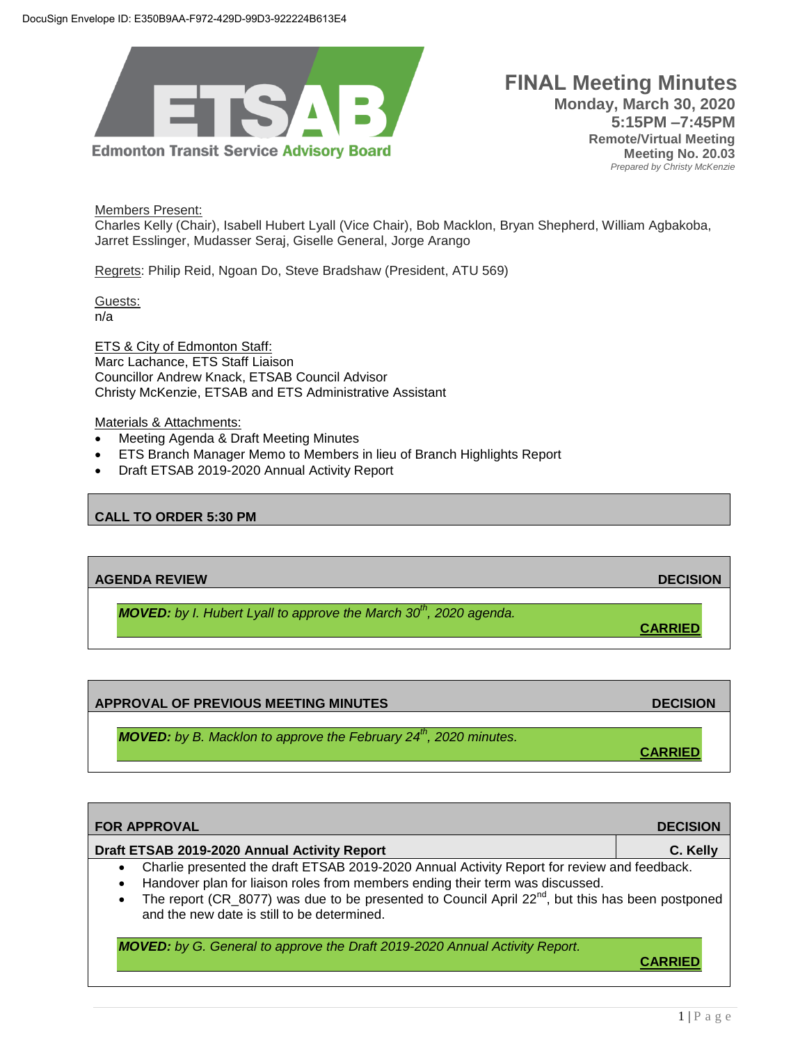DocuSign Envelope ID: E350B9AA-F972-429D-99D3-922224B613E4

ETSAB
Edmonton Transit Service Advisory Board

# FINAL Meeting Minutes

**Monday, March 30, 2020**
**5:15PM –7:45PM**
**Remote/Virtual Meeting**
**Meeting No. 20.03**
*Prepared by Christy McKenzie*

Members Present:
Charles Kelly (Chair), Isabell Hubert Lyall (Vice Chair), Bob Macklon, Bryan Shepherd, William Agbakoba, Jarret Esslinger, Mudasser Seraj, Giselle General, Jorge Arango

Regrets: Philip Reid, Ngoan Do, Steve Bradshaw (President, ATU 569)

Guests:
n/a

ETS & City of Edmonton Staff:
Marc Lachance, ETS Staff Liaison
Councillor Andrew Knack, ETSAB Council Advisor
Christy McKenzie, ETSAB and ETS Administrative Assistant

Materials & Attachments:

- Meeting Agenda & Draft Meeting Minutes
- ETS Branch Manager Memo to Members in lieu of Branch Highlights Report
- Draft ETSAB 2019-2020 Annual Activity Report

## CALL TO ORDER 5:30 PM

## AGENDA REVIEW — DECISION

***MOVED:*** *by I. Hubert Lyall to approve the March 30th, 2020 agenda.*

**CARRIED**

## APPROVAL OF PREVIOUS MEETING MINUTES — DECISION

***MOVED:*** *by B. Macklon to approve the February 24th, 2020 minutes.*

**CARRIED**

## FOR APPROVAL — DECISION

| Draft ETSAB 2019-2020 Annual Activity Report | C. Kelly |
|---|---|

- Charlie presented the draft ETSAB 2019-2020 Annual Activity Report for review and feedback.
- Handover plan for liaison roles from members ending their term was discussed.
- The report (CR_8077) was due to be presented to Council April 22nd, but this has been postponed and the new date is still to be determined.

***MOVED:*** *by G. General to approve the Draft 2019-2020 Annual Activity Report.*

**CARRIED**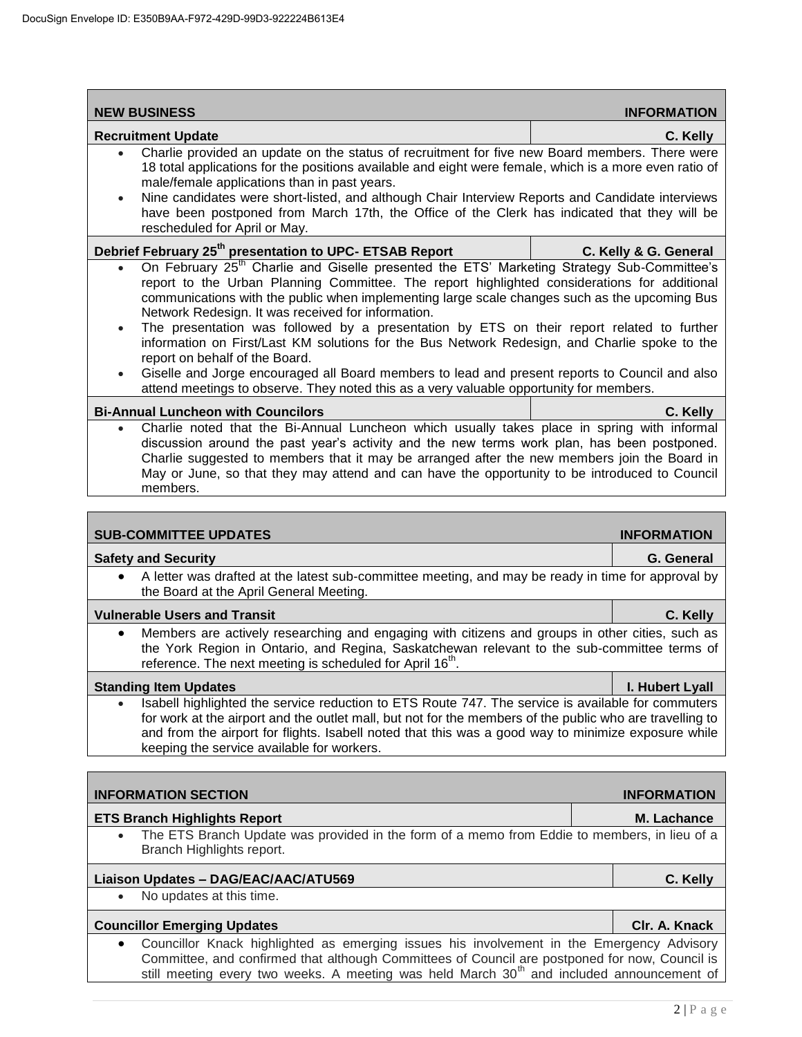DocuSign Envelope ID: E350B9AA-F972-429D-99D3-922224B613E4

| NEW BUSINESS | INFORMATION |
|---|---|
| **Recruitment Update** | **C. Kelly** |

- Charlie provided an update on the status of recruitment for five new Board members. There were 18 total applications for the positions available and eight were female, which is a more even ratio of male/female applications than in past years.
- Nine candidates were short-listed, and although Chair Interview Reports and Candidate interviews have been postponed from March 17th, the Office of the Clerk has indicated that they will be rescheduled for April or May.

| **Debrief February 25th presentation to UPC- ETSAB Report** | **C. Kelly & G. General** |
|---|---|

- On February 25th Charlie and Giselle presented the ETS' Marketing Strategy Sub-Committee's report to the Urban Planning Committee. The report highlighted considerations for additional communications with the public when implementing large scale changes such as the upcoming Bus Network Redesign. It was received for information.
- The presentation was followed by a presentation by ETS on their report related to further information on First/Last KM solutions for the Bus Network Redesign, and Charlie spoke to the report on behalf of the Board.
- Giselle and Jorge encouraged all Board members to lead and present reports to Council and also attend meetings to observe. They noted this as a very valuable opportunity for members.

| **Bi-Annual Luncheon with Councilors** | **C. Kelly** |
|---|---|

- Charlie noted that the Bi-Annual Luncheon which usually takes place in spring with informal discussion around the past year's activity and the new terms work plan, has been postponed. Charlie suggested to members that it may be arranged after the new members join the Board in May or June, so that they may attend and can have the opportunity to be introduced to Council members.

| SUB-COMMITTEE UPDATES | INFORMATION |
|---|---|
| **Safety and Security** | **G. General** |

- A letter was drafted at the latest sub-committee meeting, and may be ready in time for approval by the Board at the April General Meeting.

| **Vulnerable Users and Transit** | **C. Kelly** |
|---|---|

- Members are actively researching and engaging with citizens and groups in other cities, such as the York Region in Ontario, and Regina, Saskatchewan relevant to the sub-committee terms of reference. The next meeting is scheduled for April 16th.

| **Standing Item Updates** | **I. Hubert Lyall** |
|---|---|

- Isabell highlighted the service reduction to ETS Route 747. The service is available for commuters for work at the airport and the outlet mall, but not for the members of the public who are travelling to and from the airport for flights. Isabell noted that this was a good way to minimize exposure while keeping the service available for workers.

| INFORMATION SECTION | INFORMATION |
|---|---|
| **ETS Branch Highlights Report** | **M. Lachance** |

- The ETS Branch Update was provided in the form of a memo from Eddie to members, in lieu of a Branch Highlights report.

| **Liaison Updates – DAG/EAC/AAC/ATU569** | **C. Kelly** |
|---|---|

- No updates at this time.

| **Councillor Emerging Updates** | **Clr. A. Knack** |
|---|---|

- Councillor Knack highlighted as emerging issues his involvement in the Emergency Advisory Committee, and confirmed that although Committees of Council are postponed for now, Council is still meeting every two weeks. A meeting was held March 30th and included announcement of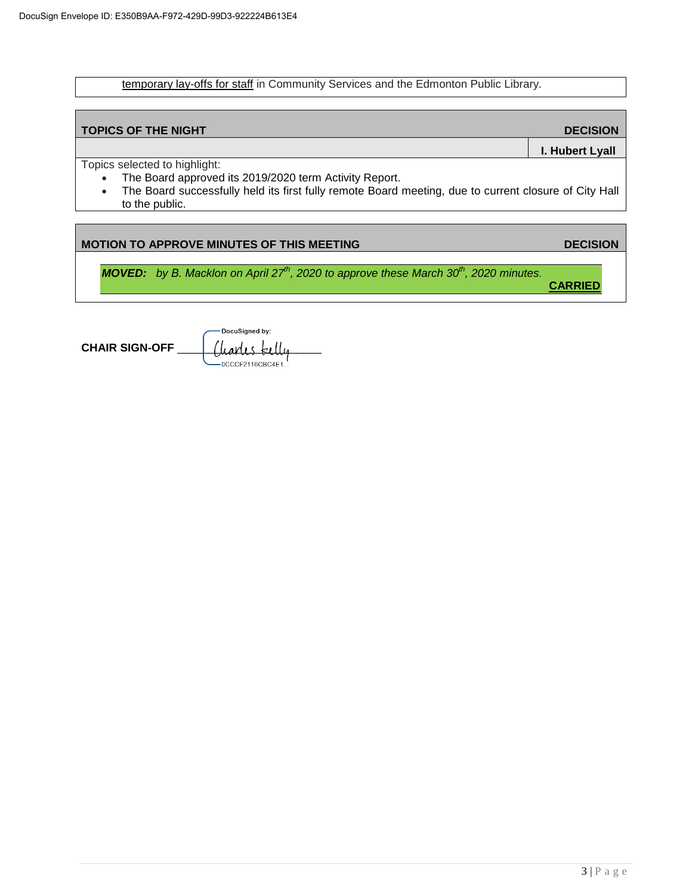DocuSign Envelope ID: E350B9AA-F972-429D-99D3-922224B613E4

temporary lay-offs for staff in Community Services and the Edmonton Public Library.

| TOPICS OF THE NIGHT | DECISION |
| --- | --- |
| | **I. Hubert Lyall** |

Topics selected to highlight:

- The Board approved its 2019/2020 term Activity Report.
- The Board successfully held its first fully remote Board meeting, due to current closure of City Hall to the public.

| MOTION TO APPROVE MINUTES OF THIS MEETING | DECISION |
| --- | --- |

***MOVED:*** *by B. Macklon on April 27th, 2020 to approve these March 30th, 2020 minutes.*

**CARRIED**

**CHAIR SIGN-OFF** DocuSigned by: Charles Kelly 0CCCF2116CBC4E1...